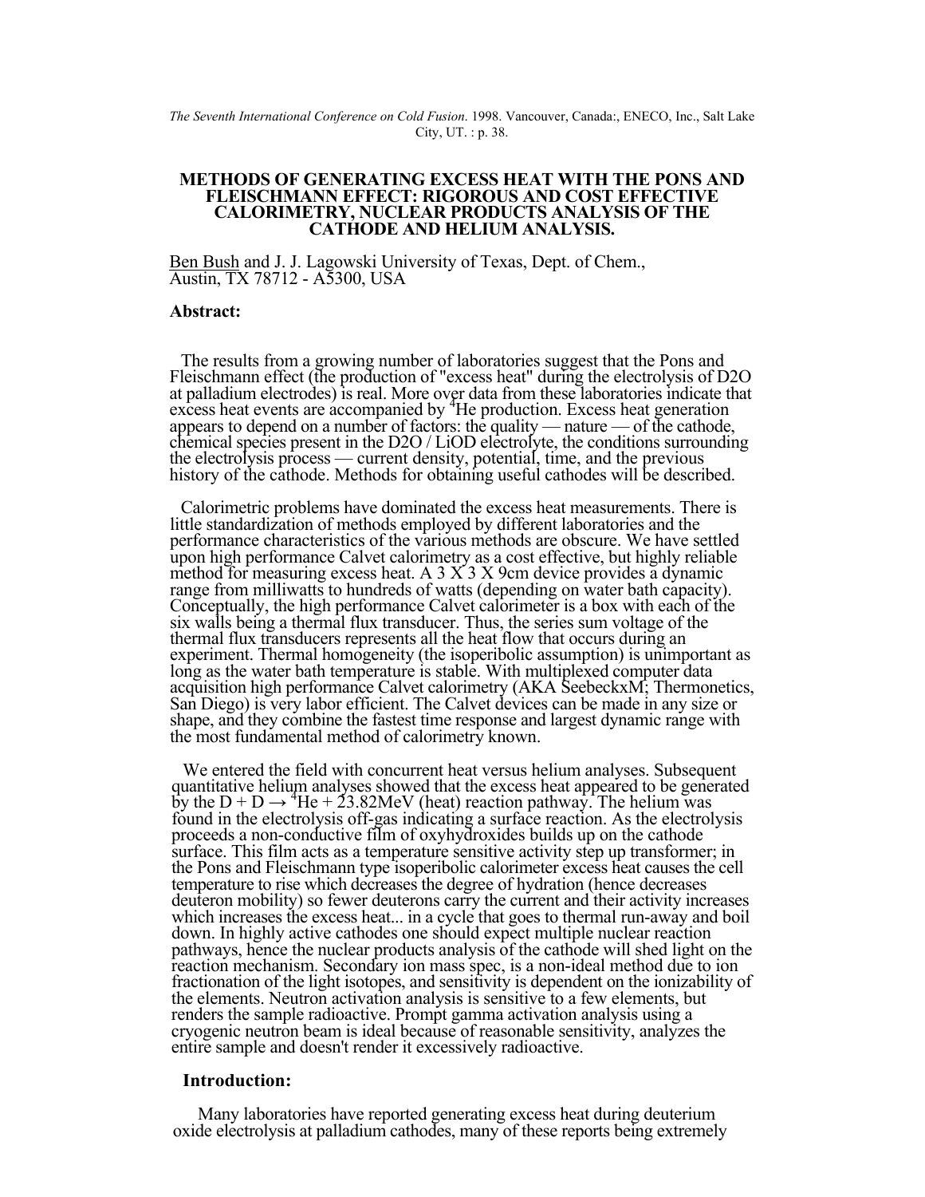*The Seventh International Conference on Cold Fusion*. 1998. Vancouver, Canada:, ENECO, Inc., Salt Lake City, UT. : p. 38.

# METHODS OF GENERATING EXCESS HEAT WITH THE PONS AND FLEISCHMANN EFFECT: RIGOROUS AND COST EFFECTIVE CALORIMETRY, NUCLEAR PRODUCTS ANALYSIS OF THE CATHODE AND HELIUM ANALYSIS.

Ben Bush and J. J. Lagowski University of Texas, Dept. of Chem., Austin, TX 78712 - A5300, USA

### Abstract:

The results from a growing number of laboratories suggest that the Pons and Fleischmann effect (the production of "excess heat" during the electrolysis of D2O at palladium electrodes) is real. More over data from these laboratories indicate that excess heat events are accompanied by $^4$He production. Excess heat generation appears to depend on a number of factors: the quality — nature — of the cathode, chemical species present in the D2O / LiOD electrolyte, the conditions surrounding the electrolysis process — current density, potential, time, and the previous history of the cathode. Methods for obtaining useful cathodes will be described.

Calorimetric problems have dominated the excess heat measurements. There is little standardization of methods employed by different laboratories and the performance characteristics of the various methods are obscure. We have settled upon high performance Calvet calorimetry as a cost effective, but highly reliable method for measuring excess heat. A 3 X 3 X 9cm device provides a dynamic range from milliwatts to hundreds of watts (depending on water bath capacity). Conceptually, the high performance Calvet calorimeter is a box with each of the six walls being a thermal flux transducer. Thus, the series sum voltage of the thermal flux transducers represents all the heat flow that occurs during an experiment. Thermal homogeneity (the isoperibolic assumption) is unimportant as long as the water bath temperature is stable. With multiplexed computer data acquisition high performance Calvet calorimetry (AKA SeebeckxM; Thermonetics, San Diego) is very labor efficient. The Calvet devices can be made in any size or shape, and they combine the fastest time response and largest dynamic range with the most fundamental method of calorimetry known.

We entered the field with concurrent heat versus helium analyses. Subsequent quantitative helium analyses showed that the excess heat appeared to be generated by the D + D → $^4$He + 23.82MeV (heat) reaction pathway. The helium was found in the electrolysis off-gas indicating a surface reaction. As the electrolysis proceeds a non-conductive film of oxyhydroxides builds up on the cathode surface. This film acts as a temperature sensitive activity step up transformer; in the Pons and Fleischmann type isoperibolic calorimeter excess heat causes the cell temperature to rise which decreases the degree of hydration (hence decreases deuteron mobility) so fewer deuterons carry the current and their activity increases which increases the excess heat... in a cycle that goes to thermal run-away and boil down. In highly active cathodes one should expect multiple nuclear reaction pathways, hence the nuclear products analysis of the cathode will shed light on the reaction mechanism. Secondary ion mass spec, is a non-ideal method due to ion fractionation of the light isotopes, and sensitivity is dependent on the ionizability of the elements. Neutron activation analysis is sensitive to a few elements, but renders the sample radioactive. Prompt gamma activation analysis using a cryogenic neutron beam is ideal because of reasonable sensitivity, analyzes the entire sample and doesn't render it excessively radioactive.

### Introduction:

Many laboratories have reported generating excess heat during deuterium oxide electrolysis at palladium cathodes, many of these reports being extremely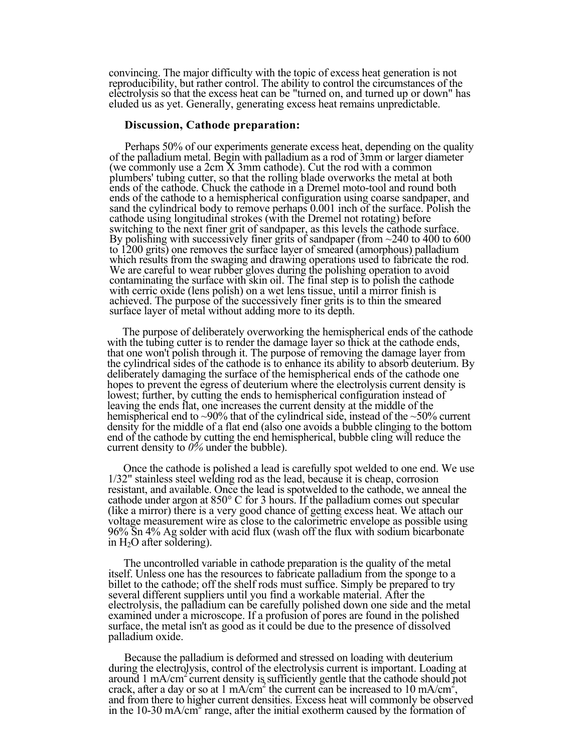convincing. The major difficulty with the topic of excess heat generation is not reproducibility, but rather control. The ability to control the circumstances of the electrolysis so that the excess heat can be "turned on, and turned up or down" has eluded us as yet. Generally, generating excess heat remains unpredictable.

### Discussion, Cathode preparation:

Perhaps 50% of our experiments generate excess heat, depending on the quality of the palladium metal. Begin with palladium as a rod of 3mm or larger diameter (we commonly use a 2cm X 3mm cathode). Cut the rod with a common plumbers' tubing cutter, so that the rolling blade overworks the metal at both ends of the cathode. Chuck the cathode in a Dremel moto-tool and round both ends of the cathode to a hemispherical configuration using coarse sandpaper, and sand the cylindrical body to remove perhaps 0.001 inch of the surface. Polish the cathode using longitudinal strokes (with the Dremel not rotating) before switching to the next finer grit of sandpaper, as this levels the cathode surface. By polishing with successively finer grits of sandpaper (from ~240 to 400 to 600 to 1200 grits) one removes the surface layer of smeared (amorphous) palladium which results from the swaging and drawing operations used to fabricate the rod. We are careful to wear rubber gloves during the polishing operation to avoid contaminating the surface with skin oil. The final step is to polish the cathode with cerric oxide (lens polish) on a wet lens tissue, until a mirror finish is achieved. The purpose of the successively finer grits is to thin the smeared surface layer of metal without adding more to its depth.

The purpose of deliberately overworking the hemispherical ends of the cathode with the tubing cutter is to render the damage layer so thick at the cathode ends, that one won't polish through it. The purpose of removing the damage layer from the cylindrical sides of the cathode is to enhance its ability to absorb deuterium. By deliberately damaging the surface of the hemispherical ends of the cathode one hopes to prevent the egress of deuterium where the electrolysis current density is lowest; further, by cutting the ends to hemispherical configuration instead of leaving the ends flat, one increases the current density at the middle of the hemispherical end to ~90% that of the cylindrical side, instead of the ~50% current density for the middle of a flat end (also one avoids a bubble clinging to the bottom end of the cathode by cutting the end hemispherical, bubble cling will reduce the current density to *0%* under the bubble).

Once the cathode is polished a lead is carefully spot welded to one end. We use 1/32" stainless steel welding rod as the lead, because it is cheap, corrosion resistant, and available. Once the lead is spotwelded to the cathode, we anneal the cathode under argon at 850° C for 3 hours. If the palladium comes out specular (like a mirror) there is a very good chance of getting excess heat. We attach our voltage measurement wire as close to the calorimetric envelope as possible using 96% Sn 4% Ag solder with acid flux (wash off the flux with sodium bicarbonate in $H_2O$ after soldering).

The uncontrolled variable in cathode preparation is the quality of the metal itself. Unless one has the resources to fabricate palladium from the sponge to a billet to the cathode; off the shelf rods must suffice. Simply be prepared to try several different suppliers until you find a workable material. After the electrolysis, the palladium can be carefully polished down one side and the metal examined under a microscope. If a profusion of pores are found in the polished surface, the metal isn't as good as it could be due to the presence of dissolved palladium oxide.

Because the palladium is deformed and stressed on loading with deuterium during the electrolysis, control of the electrolysis current is important. Loading at around 1 $mA/cm^2$ current density is sufficiently gentle that the cathode should not crack, after a day or so at 1 $mA/cm^2$ the current can be increased to 10 $mA/cm^2$, and from there to higher current densities. Excess heat will commonly be observed in the 10-30 $mA/cm^2$ range, after the initial exotherm caused by the formation of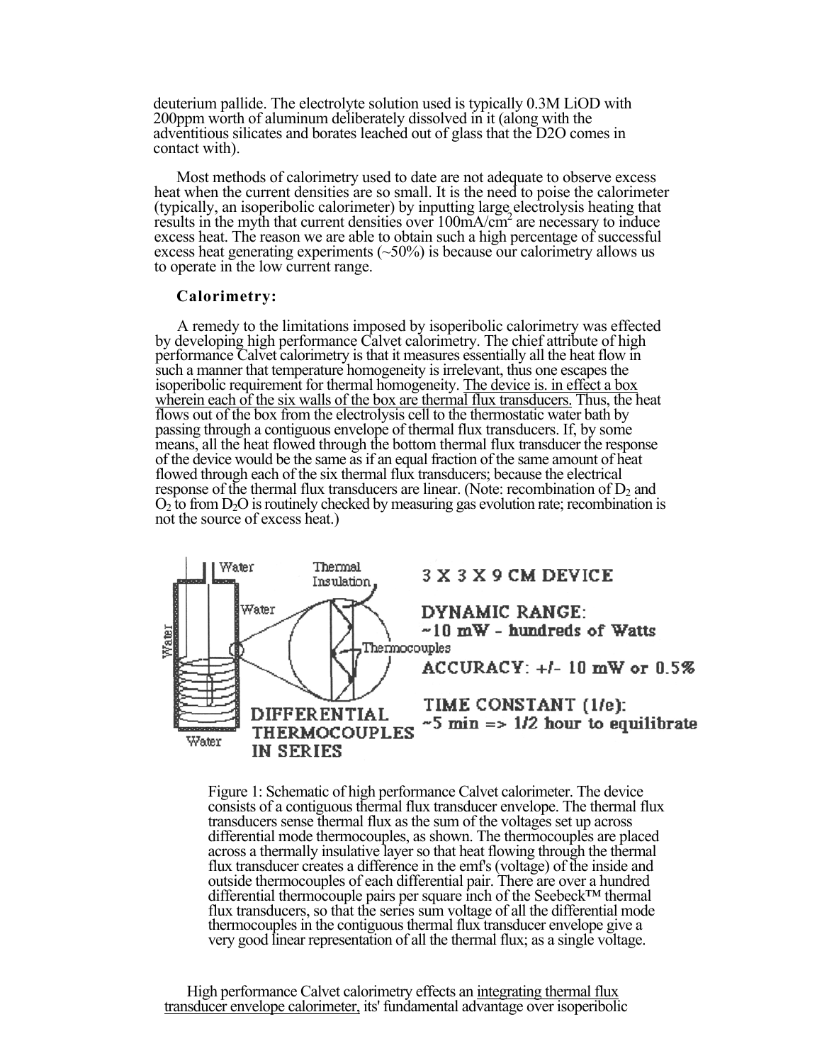deuterium pallide. The electrolyte solution used is typically 0.3M LiOD with 200ppm worth of aluminum deliberately dissolved in it (along with the adventitious silicates and borates leached out of glass that the D2O comes in contact with).

Most methods of calorimetry used to date are not adequate to observe excess heat when the current densities are so small. It is the need to poise the calorimeter (typically, an isoperibolic calorimeter) by inputting large electrolysis heating that results in the myth that current densities over 100mA/cm$^2$ are necessary to induce excess heat. The reason we are able to obtain such a high percentage of successful excess heat generating experiments (~50%) is because our calorimetry allows us to operate in the low current range.

### Calorimetry:

A remedy to the limitations imposed by isoperibolic calorimetry was effected by developing high performance Calvet calorimetry. The chief attribute of high performance Calvet calorimetry is that it measures essentially all the heat flow in such a manner that temperature homogeneity is irrelevant, thus one escapes the isoperibolic requirement for thermal homogeneity. <u>The device is. in effect a box wherein each of the six walls of the box are thermal flux transducers.</u> Thus, the heat flows out of the box from the electrolysis cell to the thermostatic water bath by passing through a contiguous envelope of thermal flux transducers. If, by some means, all the heat flowed through the bottom thermal flux transducer the response of the device would be the same as if an equal fraction of the same amount of heat flowed through each of the six thermal flux transducers; because the electrical response of the thermal flux transducers are linear. (Note: recombination of $D_2$ and $O_2$ to from $D_2O$ is routinely checked by measuring gas evolution rate; recombination is not the source of excess heat.)

Water | Thermal Insulation | Water | Water | Thermocouples | Water

DIFFERENTIAL THERMOCOUPLES IN SERIES

3 X 3 X 9 CM DEVICE

DYNAMIC RANGE: ~10 mW - hundreds of Watts

ACCURACY: +/- 10 mW or 0.5%

TIME CONSTANT (1/e): ~5 min => 1/2 hour to equilibrate

Figure 1: Schematic of high performance Calvet calorimeter. The device consists of a contiguous thermal flux transducer envelope. The thermal flux transducers sense thermal flux as the sum of the voltages set up across differential mode thermocouples, as shown. The thermocouples are placed across a thermally insulative layer so that heat flowing through the thermal flux transducer creates a difference in the emf's (voltage) of the inside and outside thermocouples of each differential pair. There are over a hundred differential thermocouple pairs per square inch of the Seebeck™ thermal flux transducers, so that the series sum voltage of all the differential mode thermocouples in the contiguous thermal flux transducer envelope give a very good linear representation of all the thermal flux; as a single voltage.

High performance Calvet calorimetry effects an <u>integrating thermal flux transducer envelope calorimeter,</u> its' fundamental advantage over isoperibolic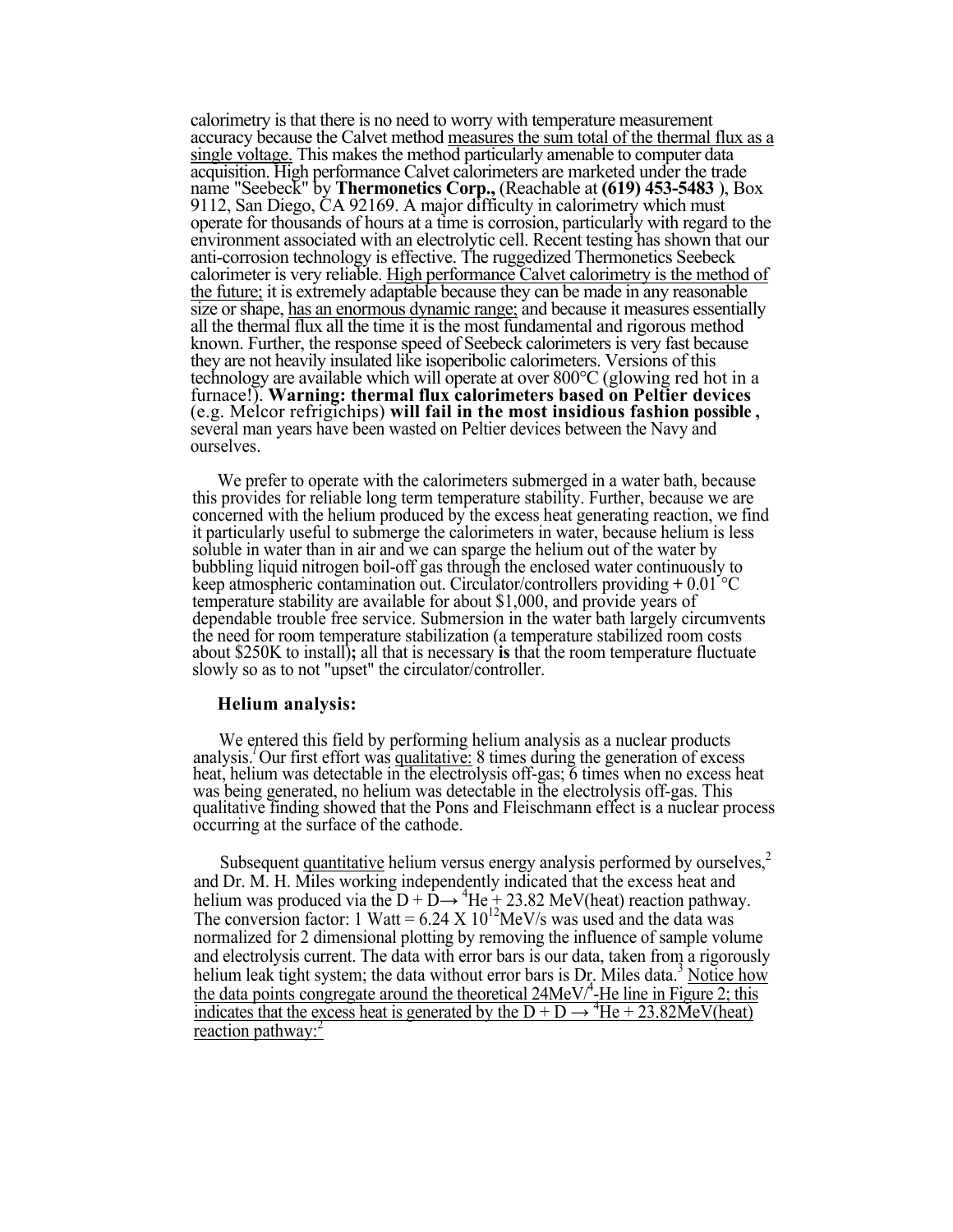calorimetry is that there is no need to worry with temperature measurement accuracy because the Calvet method <u>measures the sum total of the thermal flux as a single voltage.</u> This makes the method particularly amenable to computer data acquisition. High performance Calvet calorimeters are marketed under the trade name "Seebeck" by **Thermonetics Corp.,** (Reachable at **(619) 453-5483** ), Box 9112, San Diego, CA 92169. A major difficulty in calorimetry which must operate for thousands of hours at a time is corrosion, particularly with regard to the environment associated with an electrolytic cell. Recent testing has shown that our anti-corrosion technology is effective. The ruggedized Thermonetics Seebeck calorimeter is very reliable. <u>High performance Calvet calorimetry is the method of the future;</u> it is extremely adaptable because they can be made in any reasonable size or shape, <u>has an enormous dynamic range;</u> and because it measures essentially all the thermal flux all the time it is the most fundamental and rigorous method known. Further, the response speed of Seebeck calorimeters is very fast because they are not heavily insulated like isoperibolic calorimeters. Versions of this technology are available which will operate at over 800°C (glowing red hot in a furnace!). **Warning: thermal flux calorimeters based on Peltier devices** (e.g. Melcor refrigichips) **will fail in the most insidious fashion possible ,** several man years have been wasted on Peltier devices between the Navy and ourselves.

We prefer to operate with the calorimeters submerged in a water bath, because this provides for reliable long term temperature stability. Further, because we are concerned with the helium produced by the excess heat generating reaction, we find it particularly useful to submerge the calorimeters in water, because helium is less soluble in water than in air and we can sparge the helium out of the water by bubbling liquid nitrogen boil-off gas through the enclosed water continuously to keep atmospheric contamination out. Circulator/controllers providing **+** 0.01 °C temperature stability are available for about $1,000, and provide years of dependable trouble free service. Submersion in the water bath largely circumvents the need for room temperature stabilization (a temperature stabilized room costs about $250K to install)**;** all that is necessary **is** that the room temperature fluctuate slowly so as to not "upset" the circulator/controller.

### Helium analysis:

We entered this field by performing helium analysis as a nuclear products analysis.[1] Our first effort was <u>qualitative:</u> 8 times during the generation of excess heat, helium was detectable in the electrolysis off-gas; 6 times when no excess heat was being generated, no helium was detectable in the electrolysis off-gas. This qualitative finding showed that the Pons and Fleischmann effect is a nuclear process occurring at the surface of the cathode.

Subsequent <u>quantitative</u> helium versus energy analysis performed by ourselves,[2] and Dr. M. H. Miles working independently indicated that the excess heat and helium was produced via the $D + D \rightarrow {}^4He + 23.82$ MeV(heat) reaction pathway. The conversion factor: 1 Watt = $6.24 \times 10^{12}$ MeV/s was used and the data was normalized for 2 dimensional plotting by removing the influence of sample volume and electrolysis current. The data with error bars is our data, taken from a rigorously helium leak tight system; the data without error bars is Dr. Miles data.[3] <u>Notice how the data points congregate around the theoretical 24MeV/$^4$He line in Figure 2; this indicates that the excess heat is generated by the $D + D \rightarrow {}^4He + 23.82$MeV(heat) reaction pathway:</u>[2]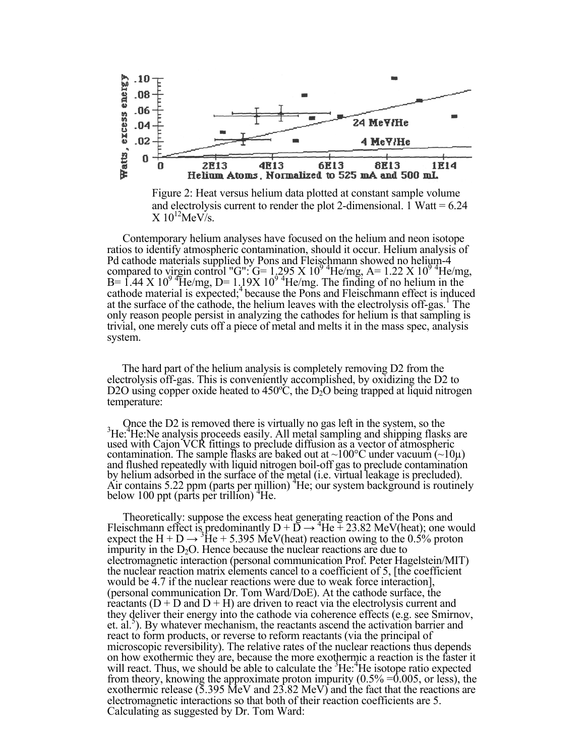Figure 2: Heat versus helium data plotted at constant sample volume and electrolysis current to render the plot 2-dimensional. 1 Watt = 6.24 X $10^{12}$ MeV/s.

Contemporary helium analyses have focused on the helium and neon isotope ratios to identify atmospheric contamination, should it occur. Helium analysis of Pd cathode materials supplied by Pons and Fleischmann showed no helium-4 compared to virgin control "G": G= 1.295 X $10^9$ $^4$He/mg, A= 1.22 X $10^9$ $^4$He/mg, B= 1.44 X $10^9$ $^4$He/mg, D= 1.19X $10^9$ $^4$He/mg. The finding of no helium in the cathode material is expected;[4] because the Pons and Fleischmann effect is induced at the surface of the cathode, the helium leaves with the electrolysis off-gas.[1] The only reason people persist in analyzing the cathodes for helium is that sampling is trivial, one merely cuts off a piece of metal and melts it in the mass spec, analysis system.

The hard part of the helium analysis is completely removing D2 from the electrolysis off-gas. This is conveniently accomplished, by oxidizing the D2 to D2O using copper oxide heated to 450ºC, the $D_2O$ being trapped at liquid nitrogen temperature:

Once the D2 is removed there is virtually no gas left in the system, so the $^3$He:$^4$He:Ne analysis proceeds easily. All metal sampling and shipping flasks are used with Cajon VCR fittings to preclude diffusion as a vector of atmospheric contamination. The sample flasks are baked out at ~100°C under vacuum (~10μ) and flushed repeatedly with liquid nitrogen boil-off gas to preclude contamination by helium adsorbed in the surface of the metal (i.e. virtual leakage is precluded). Air contains 5.22 ppm (parts per million) $^4$He; our system background is routinely below 100 ppt (parts per trillion) $^4$He.

Theoretically: suppose the excess heat generating reaction of the Pons and Fleischmann effect is predominantly D + D → $^4$He + 23.82 MeV(heat); one would expect the H + D → $^3$He + 5.395 MeV(heat) reaction owing to the 0.5% proton impurity in the $D_2O$. Hence because the nuclear reactions are due to electromagnetic interaction (personal communication Prof. Peter Hagelstein/MIT) the nuclear reaction matrix elements cancel to a coefficient of 5, [the coefficient would be 4.7 if the nuclear reactions were due to weak force interaction], (personal communication Dr. Tom Ward/DoE). At the cathode surface, the reactants (D + D and D + H) are driven to react via the electrolysis current and they deliver their energy into the cathode via coherence effects (e.g. see Smirnov, et. al.[5]). By whatever mechanism, the reactants ascend the activation barrier and react to form products, or reverse to reform reactants (via the principal of microscopic reversibility). The relative rates of the nuclear reactions thus depends on how exothermic they are, because the more exothermic a reaction is the faster it will react. Thus, we should be able to calculate the $^3$He:$^4$He isotope ratio expected from theory, knowing the approximate proton impurity (0.5% =0.005, or less), the exothermic release (5.395 MeV and 23.82 MeV) and the fact that the reactions are electromagnetic interactions so that both of their reaction coefficients are 5. Calculating as suggested by Dr. Tom Ward: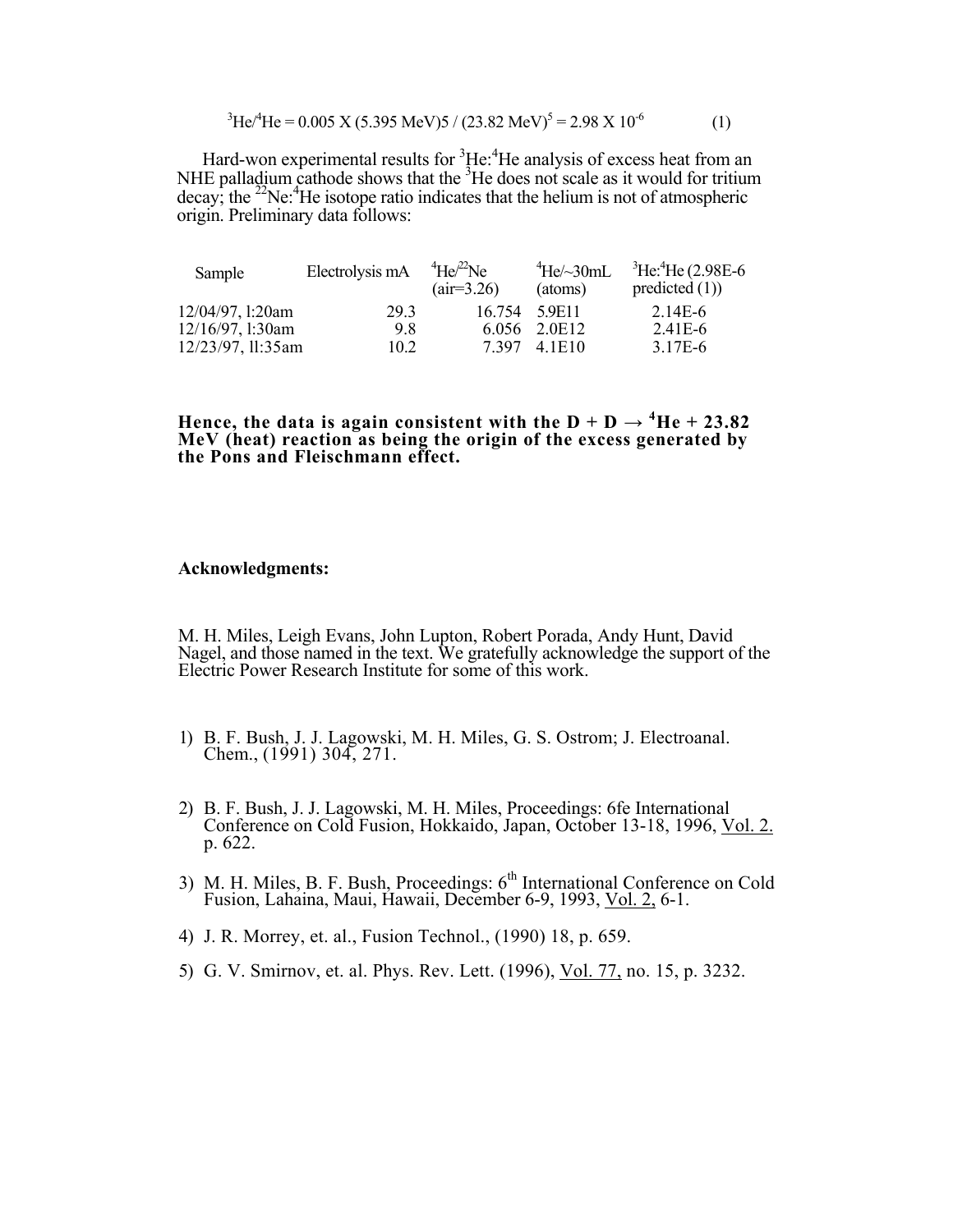$$^{3}He/^{4}He = 0.005 \times (5.395\ MeV)5 / (23.82\ MeV)^{5} = 2.98 \times 10^{-6} \qquad (1)$$

Hard-won experimental results for $^{3}He$:$^{4}He$ analysis of excess heat from an NHE palladium cathode shows that the $^{3}He$ does not scale as it would for tritium decay; the $^{22}Ne$:$^{4}He$ isotope ratio indicates that the helium is not of atmospheric origin. Preliminary data follows:

| Sample | Electrolysis mA | $^{4}He/^{22}Ne$ (air=3.26) | $^{4}He/\sim30mL$ (atoms) | $^{3}He$:$^{4}He$ (2.98E-6 predicted (1)) |
|---|---|---|---|---|
| 12/04/97, l:20am | 29.3 | 16.754 | 5.9E11 | 2.14E-6 |
| 12/16/97, l:30am | 9.8 | 6.056 | 2.0E12 | 2.41E-6 |
| 12/23/97, ll:35am | 10.2 | 7.397 | 4.1E10 | 3.17E-6 |

**Hence, the data is again consistent with the D + D → $^{4}He$ + 23.82 MeV (heat) reaction as being the origin of the excess generated by the Pons and Fleischmann effect.**

**Acknowledgments:**

M. H. Miles, Leigh Evans, John Lupton, Robert Porada, Andy Hunt, David Nagel, and those named in the text. We gratefully acknowledge the support of the Electric Power Research Institute for some of this work.

1) B. F. Bush, J. J. Lagowski, M. H. Miles, G. S. Ostrom; J. Electroanal. Chem., (1991) 304, 271.

2) B. F. Bush, J. J. Lagowski, M. H. Miles, Proceedings: 6fe International Conference on Cold Fusion, Hokkaido, Japan, October 13-18, 1996, Vol. 2. p. 622.

3) M. H. Miles, B. F. Bush, Proceedings: 6th International Conference on Cold Fusion, Lahaina, Maui, Hawaii, December 6-9, 1993, Vol. 2, 6-1.

4) J. R. Morrey, et. al., Fusion Technol., (1990) 18, p. 659.

5) G. V. Smirnov, et. al. Phys. Rev. Lett. (1996), Vol. 77, no. 15, p. 3232.